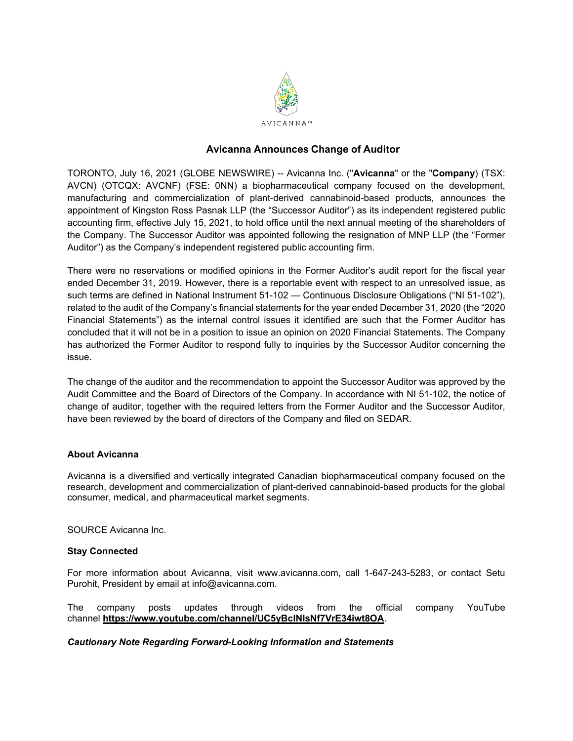AVICANNA™

# Avicanna Announces Change of Auditor

TORONTO, July 16, 2021 (GLOBE NEWSWIRE) -- Avicanna Inc. ("**Avicanna**" or the "**Company**) (TSX: AVCN) (OTCQX: AVCNF) (FSE: 0NN) a biopharmaceutical company focused on the development, manufacturing and commercialization of plant-derived cannabinoid-based products, announces the appointment of Kingston Ross Pasnak LLP (the "Successor Auditor") as its independent registered public accounting firm, effective July 15, 2021, to hold office until the next annual meeting of the shareholders of the Company. The Successor Auditor was appointed following the resignation of MNP LLP (the "Former Auditor") as the Company's independent registered public accounting firm.

There were no reservations or modified opinions in the Former Auditor's audit report for the fiscal year ended December 31, 2019. However, there is a reportable event with respect to an unresolved issue, as such terms are defined in National Instrument 51-102 — Continuous Disclosure Obligations ("NI 51-102"), related to the audit of the Company's financial statements for the year ended December 31, 2020 (the "2020 Financial Statements") as the internal control issues it identified are such that the Former Auditor has concluded that it will not be in a position to issue an opinion on 2020 Financial Statements. The Company has authorized the Former Auditor to respond fully to inquiries by the Successor Auditor concerning the issue.

The change of the auditor and the recommendation to appoint the Successor Auditor was approved by the Audit Committee and the Board of Directors of the Company. In accordance with NI 51-102, the notice of change of auditor, together with the required letters from the Former Auditor and the Successor Auditor, have been reviewed by the board of directors of the Company and filed on SEDAR.

**About Avicanna**

Avicanna is a diversified and vertically integrated Canadian biopharmaceutical company focused on the research, development and commercialization of plant-derived cannabinoid-based products for the global consumer, medical, and pharmaceutical market segments.

SOURCE Avicanna Inc.

**Stay Connected**

For more information about Avicanna, visit www.avicanna.com, call 1-647-243-5283, or contact Setu Purohit, President by email at info@avicanna.com.

The company posts updates through videos from the official company YouTube channel **https://www.youtube.com/channel/UC5yBclNIsNf7VrE34iwt8OA**.

***Cautionary Note Regarding Forward-Looking Information and Statements***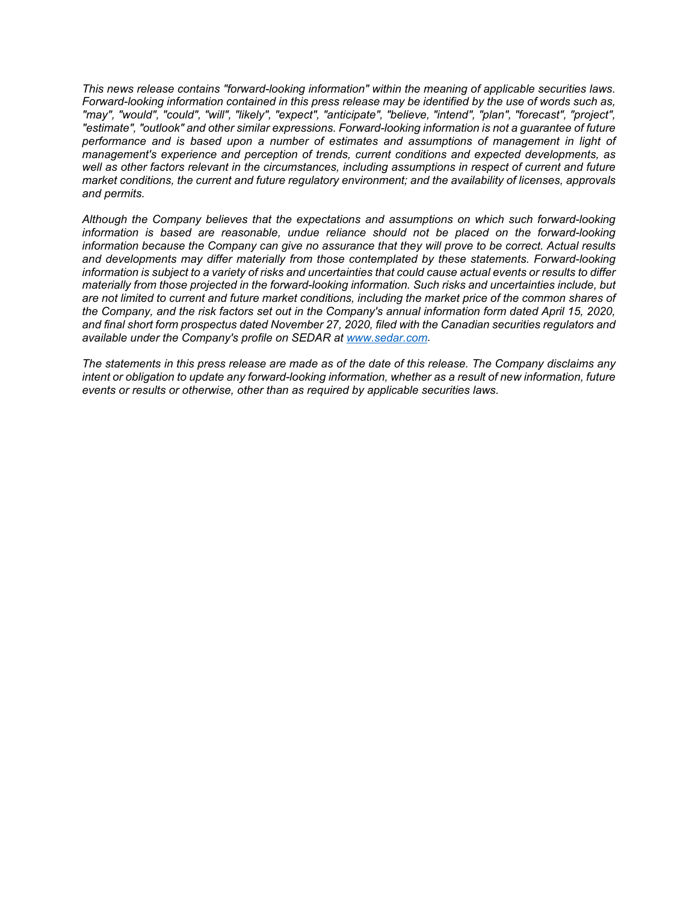*This news release contains "forward-looking information" within the meaning of applicable securities laws. Forward-looking information contained in this press release may be identified by the use of words such as, "may", "would", "could", "will", "likely", "expect", "anticipate", "believe, "intend", "plan", "forecast", "project", "estimate", "outlook" and other similar expressions. Forward-looking information is not a guarantee of future performance and is based upon a number of estimates and assumptions of management in light of management's experience and perception of trends, current conditions and expected developments, as well as other factors relevant in the circumstances, including assumptions in respect of current and future market conditions, the current and future regulatory environment; and the availability of licenses, approvals and permits.*

*Although the Company believes that the expectations and assumptions on which such forward-looking information is based are reasonable, undue reliance should not be placed on the forward-looking information because the Company can give no assurance that they will prove to be correct. Actual results and developments may differ materially from those contemplated by these statements. Forward-looking information is subject to a variety of risks and uncertainties that could cause actual events or results to differ materially from those projected in the forward-looking information. Such risks and uncertainties include, but are not limited to current and future market conditions, including the market price of the common shares of the Company, and the risk factors set out in the Company's annual information form dated April 15, 2020, and final short form prospectus dated November 27, 2020, filed with the Canadian securities regulators and available under the Company's profile on SEDAR at [www.sedar.com](http://www.sedar.com).*

*The statements in this press release are made as of the date of this release. The Company disclaims any intent or obligation to update any forward-looking information, whether as a result of new information, future events or results or otherwise, other than as required by applicable securities laws.*